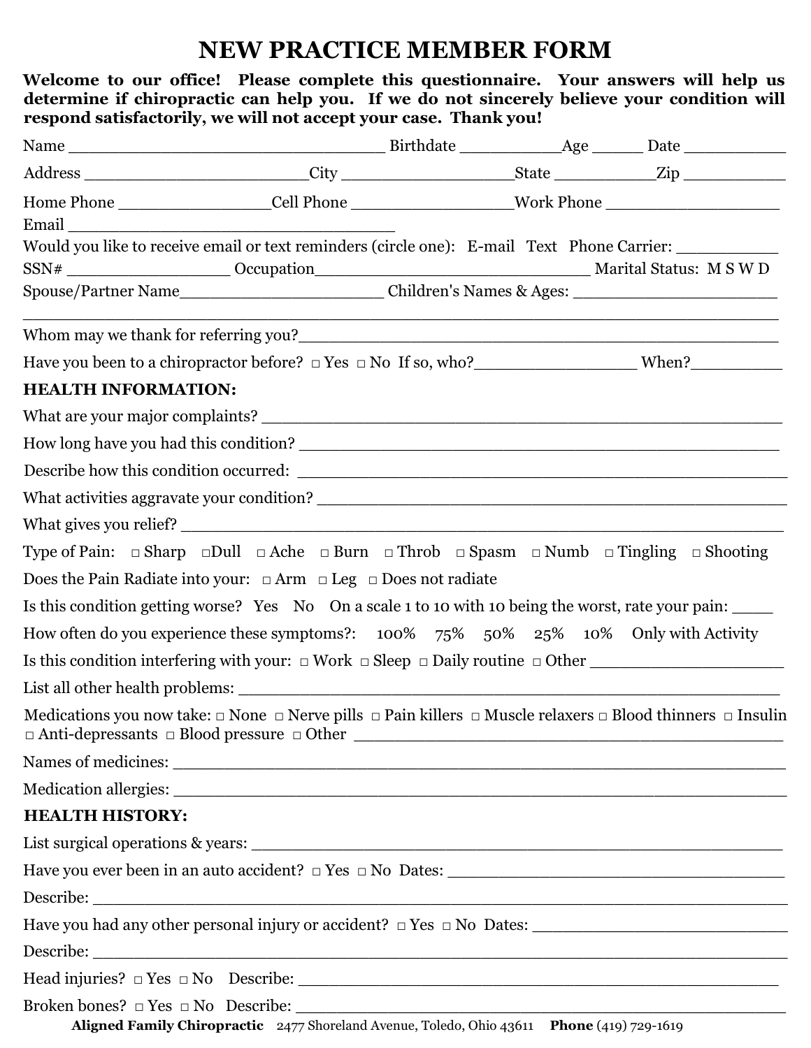# NEW PRACTICE MEMBER FORM

**Welcome to our office! Please complete this questionnaire. Your answers will help us determine if chiropractic can help you. If we do not sincerely believe your condition will respond satisfactorily, we will not accept your case. Thank you!**

Name _______________________________ Birthdate __________Age _____ Date __________

Address ______________________City ________________State __________Zip __________

Home Phone _______________Cell Phone ________________Work Phone __________________

Email ________________________________

Would you like to receive email or text reminders (circle one): E-mail Text Phone Carrier: __________

SSN# ________________ Occupation___________________________ Marital Status: M S W D

Spouse/Partner Name____________________ Children's Names & Ages: ____________________

________________________________________________________________________________

Whom may we thank for referring you?___________________________________________________

Have you been to a chiropractor before? □ Yes □ No If so, who?________________ When?_________

**HEALTH INFORMATION:**

What are your major complaints? _______________________________________________________

How long have you had this condition? __________________________________________________

Describe how this condition occurred: ___________________________________________________

What activities aggravate your condition? _______________________________________________

What gives you relief? _______________________________________________________________

Type of Pain: □ Sharp □Dull □ Ache □ Burn □ Throb □ Spasm □ Numb □ Tingling □ Shooting

Does the Pain Radiate into your: □ Arm □ Leg □ Does not radiate

Is this condition getting worse? Yes No On a scale 1 to 10 with 10 being the worst, rate your pain: ____

How often do you experience these symptoms?: 100% 75% 50% 25% 10% Only with Activity

Is this condition interfering with your: □ Work □ Sleep □ Daily routine □ Other ___________________

List all other health problems: ________________________________________________________

Medications you now take: □ None □ Nerve pills □ Pain killers □ Muscle relaxers □ Blood thinners □ Insulin □ Anti-depressants □ Blood pressure □ Other ___________________________________________

Names of medicines: ___________________________________________________________________

Medication allergies: ___________________________________________________________________

**HEALTH HISTORY:**

List surgical operations & years: _______________________________________________________

Have you ever been in an auto accident? □ Yes □ No Dates: _________________________________

Describe: ____________________________________________________________________________

Have you had any other personal injury or accident? □ Yes □ No Dates: ________________________

Describe: ____________________________________________________________________________

Head injuries? □ Yes □ No Describe: ___________________________________________________

Broken bones? □ Yes □ No Describe: ___________________________________________________

**Aligned Family Chiropractic** 2477 Shoreland Avenue, Toledo, Ohio 43611 **Phone** (419) 729-1619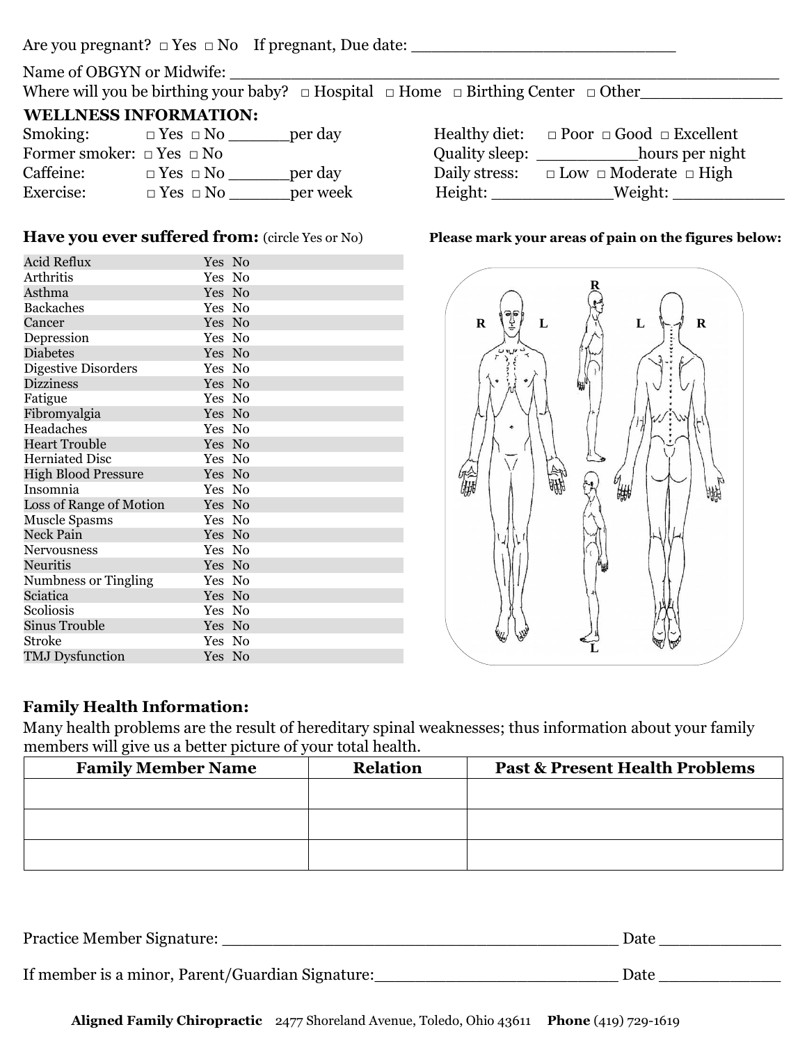Are you pregnant? □ Yes □ No If pregnant, Due date: ___________________________

Name of OBGYN or Midwife: ___________________________________________________________

Where will you be birthing your baby? □ Hospital □ Home □ Birthing Center □ Other_______________

### WELLNESS INFORMATION:

Smoking: □ Yes □ No ______per day

Former smoker: □ Yes □ No

Caffeine: □ Yes □ No ______per day

Exercise: □ Yes □ No ______per week

Healthy diet: □ Poor □ Good □ Excellent

Quality sleep: __________hours per night

Daily stress: □ Low □ Moderate □ High

Height: ____________Weight: ___________

**Have you ever suffered from:** (circle Yes or No)

| | |
|---|---|
| Acid Reflux | Yes No |
| Arthritis | Yes No |
| Asthma | Yes No |
| Backaches | Yes No |
| Cancer | Yes No |
| Depression | Yes No |
| Diabetes | Yes No |
| Digestive Disorders | Yes No |
| Dizziness | Yes No |
| Fatigue | Yes No |
| Fibromyalgia | Yes No |
| Headaches | Yes No |
| Heart Trouble | Yes No |
| Herniated Disc | Yes No |
| High Blood Pressure | Yes No |
| Insomnia | Yes No |
| Loss of Range of Motion | Yes No |
| Muscle Spasms | Yes No |
| Neck Pain | Yes No |
| Nervousness | Yes No |
| Neuritis | Yes No |
| Numbness or Tingling | Yes No |
| Sciatica | Yes No |
| Scoliosis | Yes No |
| Sinus Trouble | Yes No |
| Stroke | Yes No |
| TMJ Dysfunction | Yes No |

**Please mark your areas of pain on the figures below:**

R L R L R L

**Family Health Information:**

Many health problems are the result of hereditary spinal weaknesses; thus information about your family members will give us a better picture of your total health.

| Family Member Name | Relation | Past & Present Health Problems |
|---|---|---|
| | | |
| | | |
| | | |

Practice Member Signature: _________________________________________ Date _____________

If member is a minor, Parent/Guardian Signature:__________________________ Date _____________

**Aligned Family Chiropractic** 2477 Shoreland Avenue, Toledo, Ohio 43611 **Phone** (419) 729-1619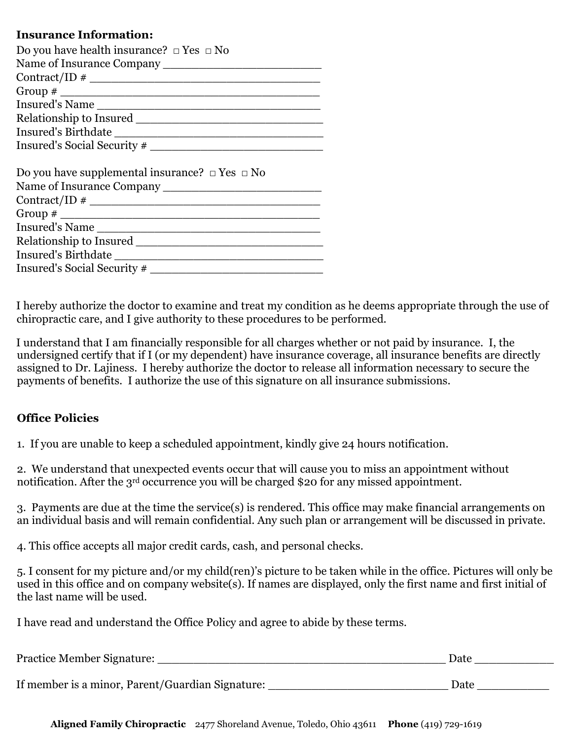**Insurance Information:**

Do you have health insurance? □ Yes □ No
Name of Insurance Company ______________________
Contract/ID # ________________________________
Group # ____________________________________
Insured's Name ______________________________
Relationship to Insured __________________________
Insured's Birthdate _____________________________
Insured's Social Security # _______________________

Do you have supplemental insurance? □ Yes □ No
Name of Insurance Company ______________________
Contract/ID # ________________________________
Group # ____________________________________
Insured's Name ______________________________
Relationship to Insured __________________________
Insured's Birthdate _____________________________
Insured's Social Security # _______________________

I hereby authorize the doctor to examine and treat my condition as he deems appropriate through the use of chiropractic care, and I give authority to these procedures to be performed.

I understand that I am financially responsible for all charges whether or not paid by insurance. I, the undersigned certify that if I (or my dependent) have insurance coverage, all insurance benefits are directly assigned to Dr. Lajiness. I hereby authorize the doctor to release all information necessary to secure the payments of benefits. I authorize the use of this signature on all insurance submissions.

**Office Policies**

1. If you are unable to keep a scheduled appointment, kindly give 24 hours notification.

2. We understand that unexpected events occur that will cause you to miss an appointment without notification. After the 3rd occurrence you will be charged $20 for any missed appointment.

3. Payments are due at the time the service(s) is rendered. This office may make financial arrangements on an individual basis and will remain confidential. Any such plan or arrangement will be discussed in private.

4. This office accepts all major credit cards, cash, and personal checks.

5. I consent for my picture and/or my child(ren)'s picture to be taken while in the office. Pictures will only be used in this office and on company website(s). If names are displayed, only the first name and first initial of the last name will be used.

I have read and understand the Office Policy and agree to abide by these terms.

Practice Member Signature: ________________________________________ Date ____________

If member is a minor, Parent/Guardian Signature: __________________________ Date ___________

**Aligned Family Chiropractic** 2477 Shoreland Avenue, Toledo, Ohio 43611 **Phone** (419) 729-1619